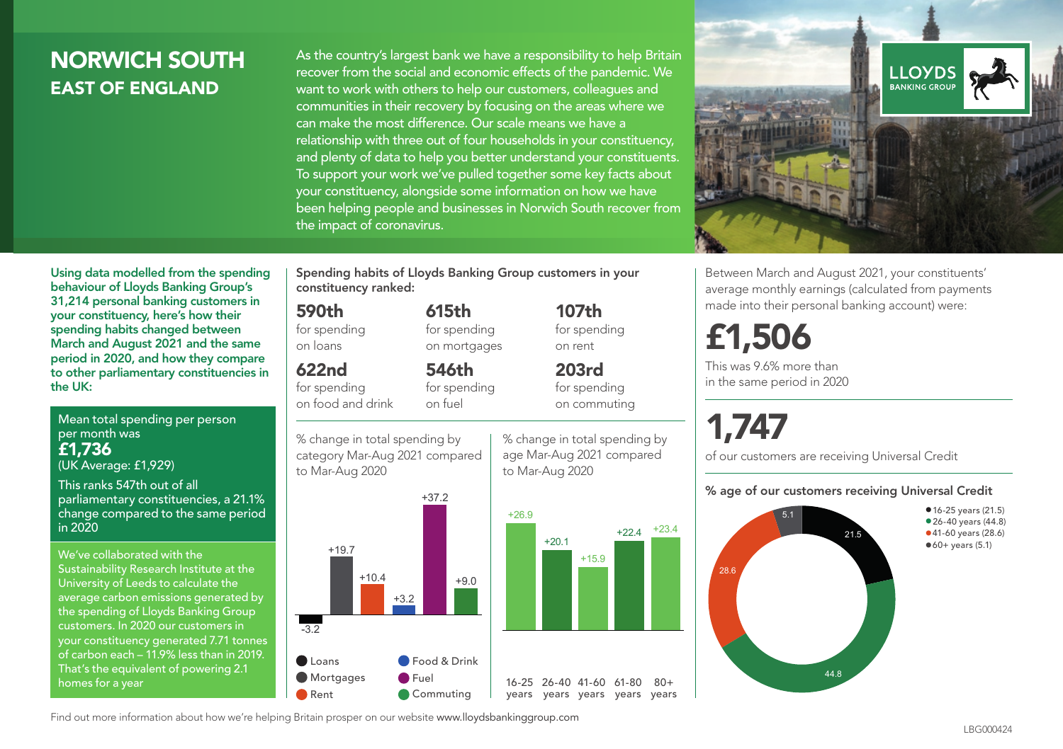# NORWICH SOUTH

## EAST OF ENGLAND

As the country's largest bank we have a responsibility to help Britain recover from the social and economic effects of the pandemic. We want to work with others to help our customers, colleagues and communities in their recovery by focusing on the areas where we can make the most difference. Our scale means we have a relationship with three out of four households in your constituency, and plenty of data to help you better understand your constituents. To support your work we've pulled together some key facts about your constituency, alongside some information on how we have been helping people and businesses in Norwich South recover from the impact of coronavirus.

**Using data modelled from the spending behaviour of Lloyds Banking Group's 31,214 personal banking customers in your constituency, here's how their spending habits changed between March and August 2021 and the same period in 2020, and how they compare to other parliamentary constituencies in the UK:**

Mean total spending per person per month was
**£1,736**
(UK Average: £1,929)

This ranks 547th out of all parliamentary constituencies, a 21.1% change compared to the same period in 2020

We've collaborated with the Sustainability Research Institute at the University of Leeds to calculate the average carbon emissions generated by the spending of Lloyds Banking Group customers. In 2020 our customers in your constituency generated 7.71 tonnes of carbon each – 11.9% less than in 2019. That's the equivalent of powering 2.1 homes for a year

**Spending habits of Lloyds Banking Group customers in your constituency ranked:**

- **590th** for spending on loans
- **615th** for spending on mortgages
- **107th** for spending on rent
- **622nd** for spending on food and drink
- **546th** for spending on fuel
- **203rd** for spending on commuting

% change in total spending by category Mar-Aug 2021 compared to Mar-Aug 2020

| Category | % change |
|---|---|
| Loans | -3.2 |
| Mortgages | +19.7 |
| Rent | +10.4 |
| Food & Drink | +3.2 |
| Fuel | +37.2 |
| Commuting | +9.0 |

% change in total spending by age Mar-Aug 2021 compared to Mar-Aug 2020

| Age | % change |
|---|---|
| 16-25 years | +26.9 |
| 26-40 years | +20.1 |
| 41-60 years | +15.9 |
| 61-80 years | +22.4 |
| 80+ years | +23.4 |

Between March and August 2021, your constituents' average monthly earnings (calculated from payments made into their personal banking account) were:

**£1,506**

This was 9.6% more than in the same period in 2020

**1,747**

of our customers are receiving Universal Credit

**% age of our customers receiving Universal Credit**

| Age | % |
|---|---|
| 16-25 years | 21.5 |
| 26-40 years | 44.8 |
| 41-60 years | 28.6 |
| 60+ years | 5.1 |

Find out more information about how we're helping Britain prosper on our website www.lloydsbankinggroup.com

LBG000424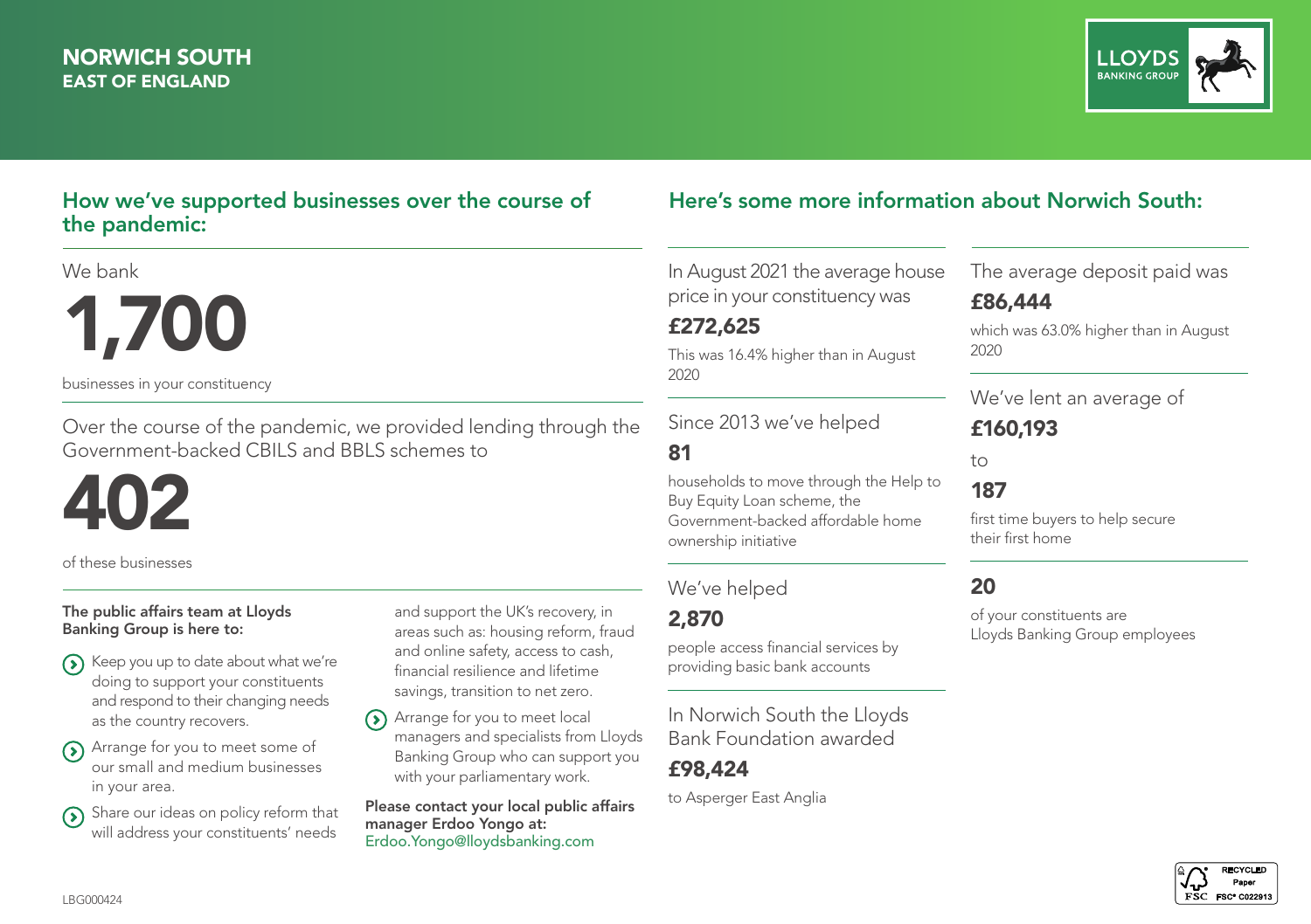# NORWICH SOUTH
## EAST OF ENGLAND

LLOYDS BANKING GROUP

## How we've supported businesses over the course of the pandemic:

We bank

**1,700**

businesses in your constituency

Over the course of the pandemic, we provided lending through the Government-backed CBILS and BBLS schemes to

**402**

of these businesses

**The public affairs team at Lloyds Banking Group is here to:**

- Keep you up to date about what we're doing to support your constituents and respond to their changing needs as the country recovers.
- Arrange for you to meet some of our small and medium businesses in your area.
- Share our ideas on policy reform that will address your constituents' needs and support the UK's recovery, in areas such as: housing reform, fraud and online safety, access to cash, financial resilience and lifetime savings, transition to net zero.
- Arrange for you to meet local managers and specialists from Lloyds Banking Group who can support you with your parliamentary work.

**Please contact your local public affairs manager Erdoo Yongo at:**
Erdoo.Yongo@lloydsbanking.com

## Here's some more information about Norwich South:

In August 2021 the average house price in your constituency was

**£272,625**

This was 16.4% higher than in August 2020

Since 2013 we've helped

**81**

households to move through the Help to Buy Equity Loan scheme, the Government-backed affordable home ownership initiative

We've helped

**2,870**

people access financial services by providing basic bank accounts

In Norwich South the Lloyds Bank Foundation awarded

**£98,424**

to Asperger East Anglia

The average deposit paid was

**£86,444**

which was 63.0% higher than in August 2020

We've lent an average of

**£160,193**

to

**187**

first time buyers to help secure their first home

**20**

of your constituents are Lloyds Banking Group employees

LBG000424